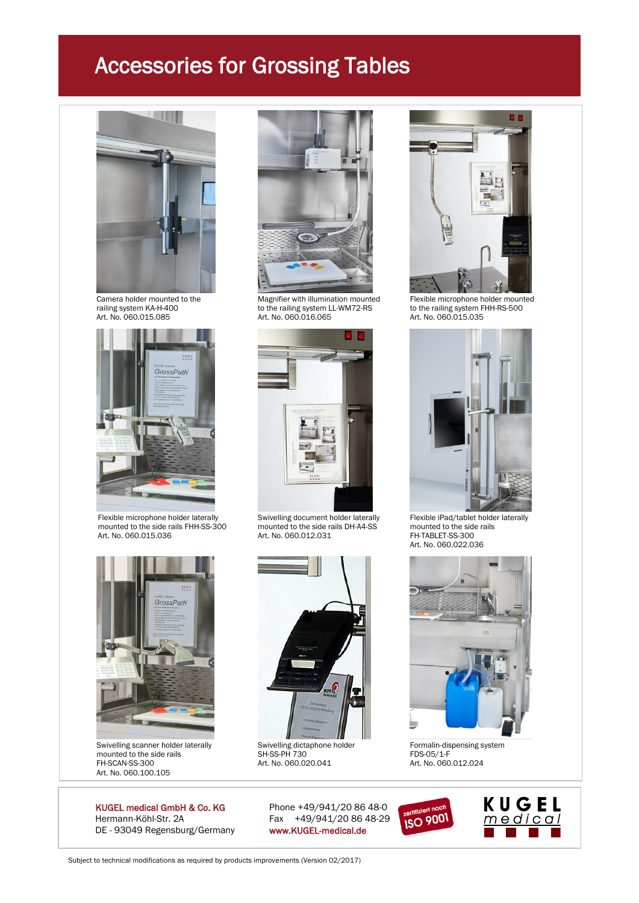# Accessories for Grossing Tables

Camera holder mounted to the railing system KA-H-400
Art. No. 060.015.085

Magnifier with illumination mounted to the railing system LL-WM72-RS
Art. No. 060.016.065

Flexible microphone holder mounted to the railing system FHH-RS-500
Art. No. 060.015.035

Flexible microphone holder laterally mounted to the side rails FHH-SS-300
Art. No. 060.015.036

Swivelling document holder laterally mounted to the side rails DH-A4-SS
Art. No. 060.012.031

Flexible iPad/tablet holder laterally mounted to the side rails
FH-TABLET-SS-300
Art. No. 060.022.036

Swivelling scanner holder laterally mounted to the side rails
FH-SCAN-SS-300
Art. No. 060.100.105

Swivelling dictaphone holder
SH-SS-PH 730
Art. No. 060.020.041

Formalin-dispensing system
FDS-05/1-F
Art. No. 060.012.024

**KUGEL medical GmbH & Co. KG**
Hermann-Köhl-Str. 2A
DE - 93049 Regensburg/Germany

Phone +49/941/20 86 48-0
Fax +49/941/20 86 48-29
**www.KUGEL-medical.de**

zertifiziert nach ISO 9001

KUGEL medical

Subject to technical modifications as required by products improvements (Version 02/2017)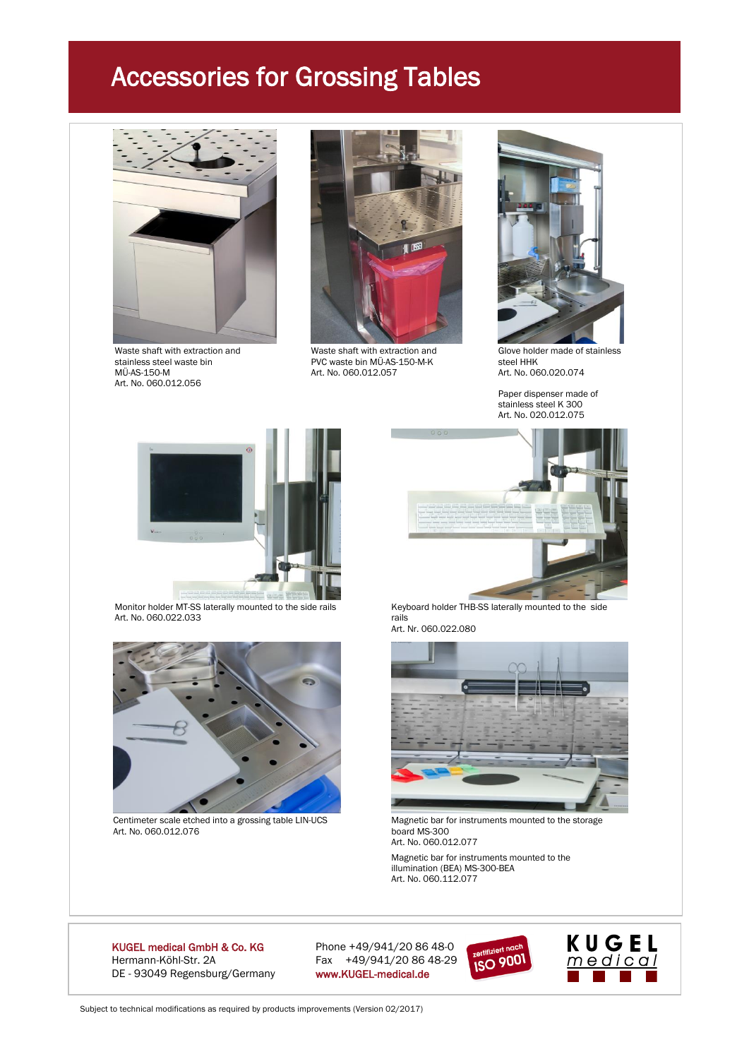# Accessories for Grossing Tables

Waste shaft with extraction and stainless steel waste bin
MÜ-AS-150-M
Art. No. 060.012.056

Waste shaft with extraction and PVC waste bin MÜ-AS-150-M-K
Art. No. 060.012.057

Glove holder made of stainless steel HHK
Art. No. 060.020.074

Paper dispenser made of stainless steel K 300
Art. No. 020.012.075

Monitor holder MT-SS laterally mounted to the side rails
Art. No. 060.022.033

Keyboard holder THB-SS laterally mounted to the side rails
Art. Nr. 060.022.080

Centimeter scale etched into a grossing table LIN-UCS
Art. No. 060.012.076

Magnetic bar for instruments mounted to the storage board MS-300
Art. No. 060.012.077

Magnetic bar for instruments mounted to the illumination (BEA) MS-300-BEA
Art. No. 060.112.077

**KUGEL medical GmbH & Co. KG**
Hermann-Köhl-Str. 2A
DE - 93049 Regensburg/Germany

Phone +49/941/20 86 48-0
Fax +49/941/20 86 48-29
www.KUGEL-medical.de

zertifiziert nach ISO 9001

KUGEL medical

Subject to technical modifications as required by products improvements (Version 02/2017)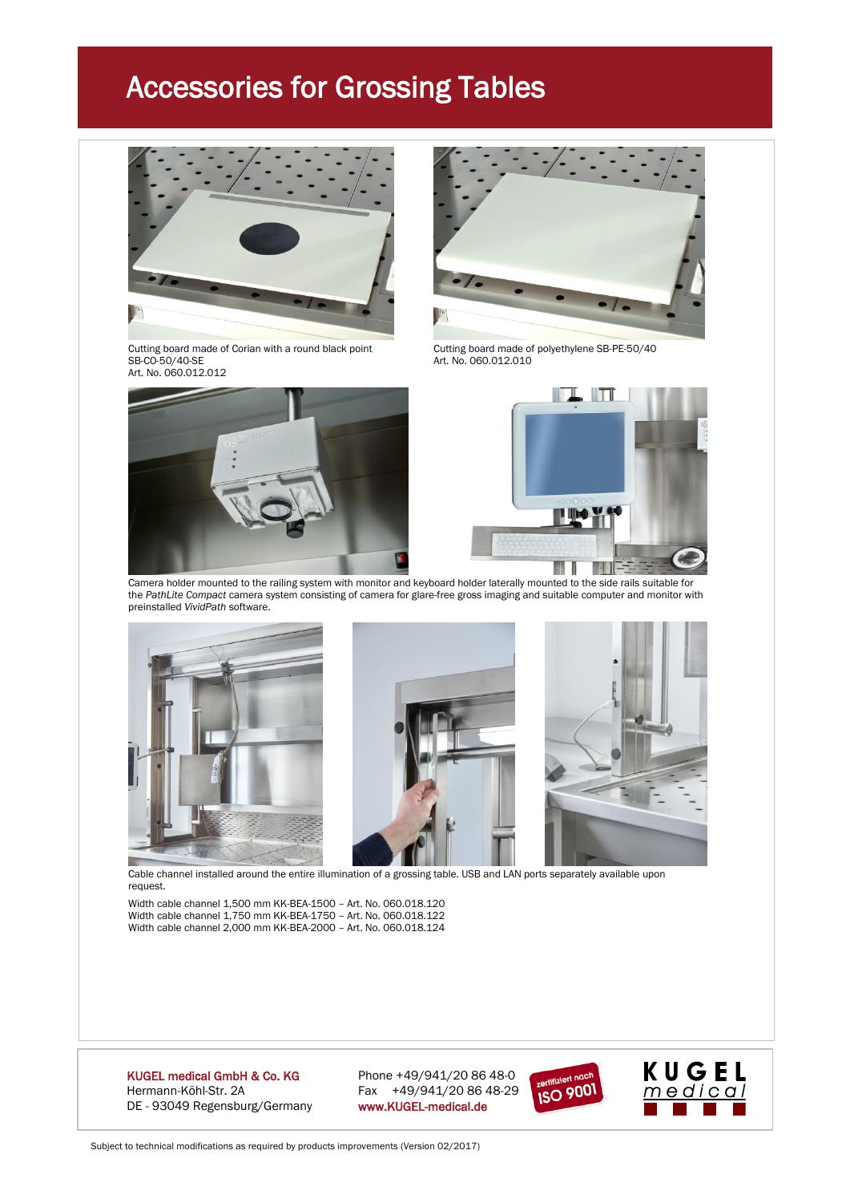# Accessories for Grossing Tables

Cutting board made of Corian with a round black point
SB-CO-50/40-SE
Art. No. 060.012.012

Cutting board made of polyethylene SB-PE-50/40
Art. No. 060.012.010

Camera holder mounted to the railing system with monitor and keyboard holder laterally mounted to the side rails suitable for the *PathLite Compact* camera system consisting of camera for glare-free gross imaging and suitable computer and monitor with preinstalled *VividPath* software.

Cable channel installed around the entire illumination of a grossing table. USB and LAN ports separately available upon request.

Width cable channel 1,500 mm KK-BEA-1500 – Art. No. 060.018.120
Width cable channel 1,750 mm KK-BEA-1750 – Art. No. 060.018.122
Width cable channel 2,000 mm KK-BEA-2000 – Art. No. 060.018.124

**KUGEL medical GmbH & Co. KG**
Hermann-Köhl-Str. 2A
DE - 93049 Regensburg/Germany

Phone +49/941/20 86 48-0
Fax +49/941/20 86 48-29
**www.KUGEL-medical.de**

zertifiziert nach ISO 9001

KUGEL medical

Subject to technical modifications as required by products improvements (Version 02/2017)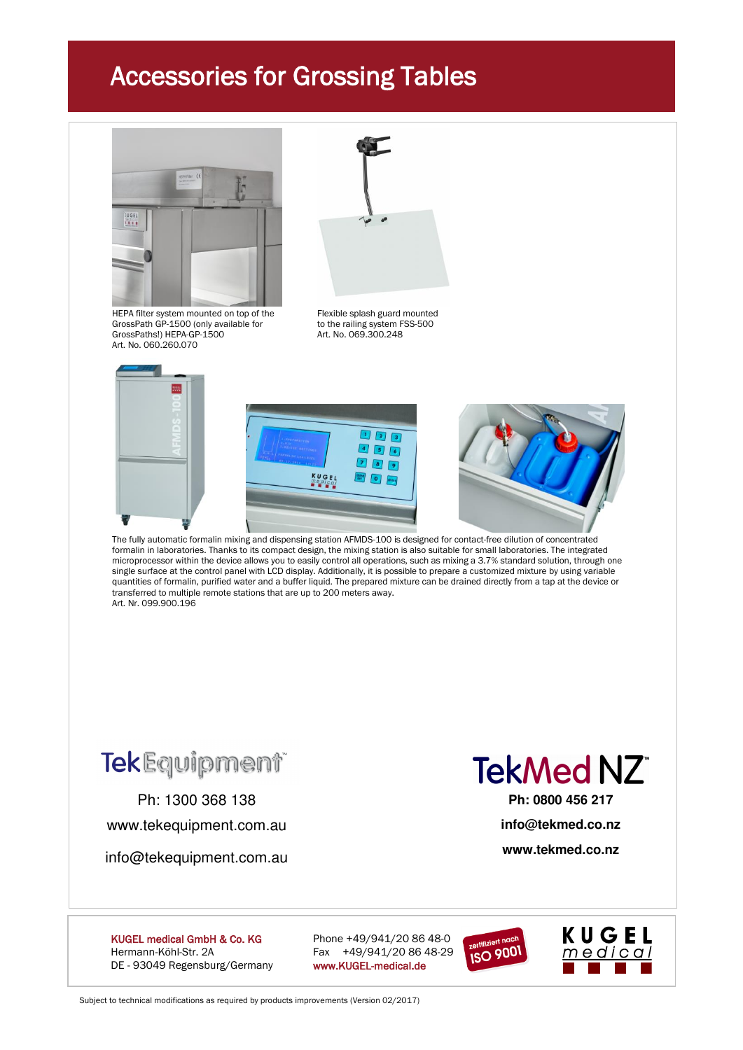# Accessories for Grossing Tables

HEPA filter system mounted on top of the GrossPath GP-1500 (only available for GrossPaths!) HEPA-GP-1500
Art. No. 060.260.070

Flexible splash guard mounted to the railing system FSS-500
Art. No. 069.300.248

The fully automatic formalin mixing and dispensing station AFMDS-100 is designed for contact-free dilution of concentrated formalin in laboratories. Thanks to its compact design, the mixing station is also suitable for small laboratories. The integrated microprocessor within the device allows you to easily control all operations, such as mixing a 3.7% standard solution, through one single surface at the control panel with LCD display. Additionally, it is possible to prepare a customized mixture by using variable quantities of formalin, purified water and a buffer liquid. The prepared mixture can be drained directly from a tap at the device or transferred to multiple remote stations that are up to 200 meters away.
Art. Nr. 099.900.196

TekEquipment

Ph: 1300 368 138

www.tekequipment.com.au

info@tekequipment.com.au

TekMed NZ

**Ph: 0800 456 217**

**info@tekmed.co.nz**

**www.tekmed.co.nz**

KUGEL medical GmbH & Co. KG
Hermann-Köhl-Str. 2A
DE - 93049 Regensburg/Germany

Phone +49/941/20 86 48-0
Fax +49/941/20 86 48-29
www.KUGEL-medical.de

zertifiziert nach ISO 9001

KUGEL medical

Subject to technical modifications as required by products improvements (Version 02/2017)